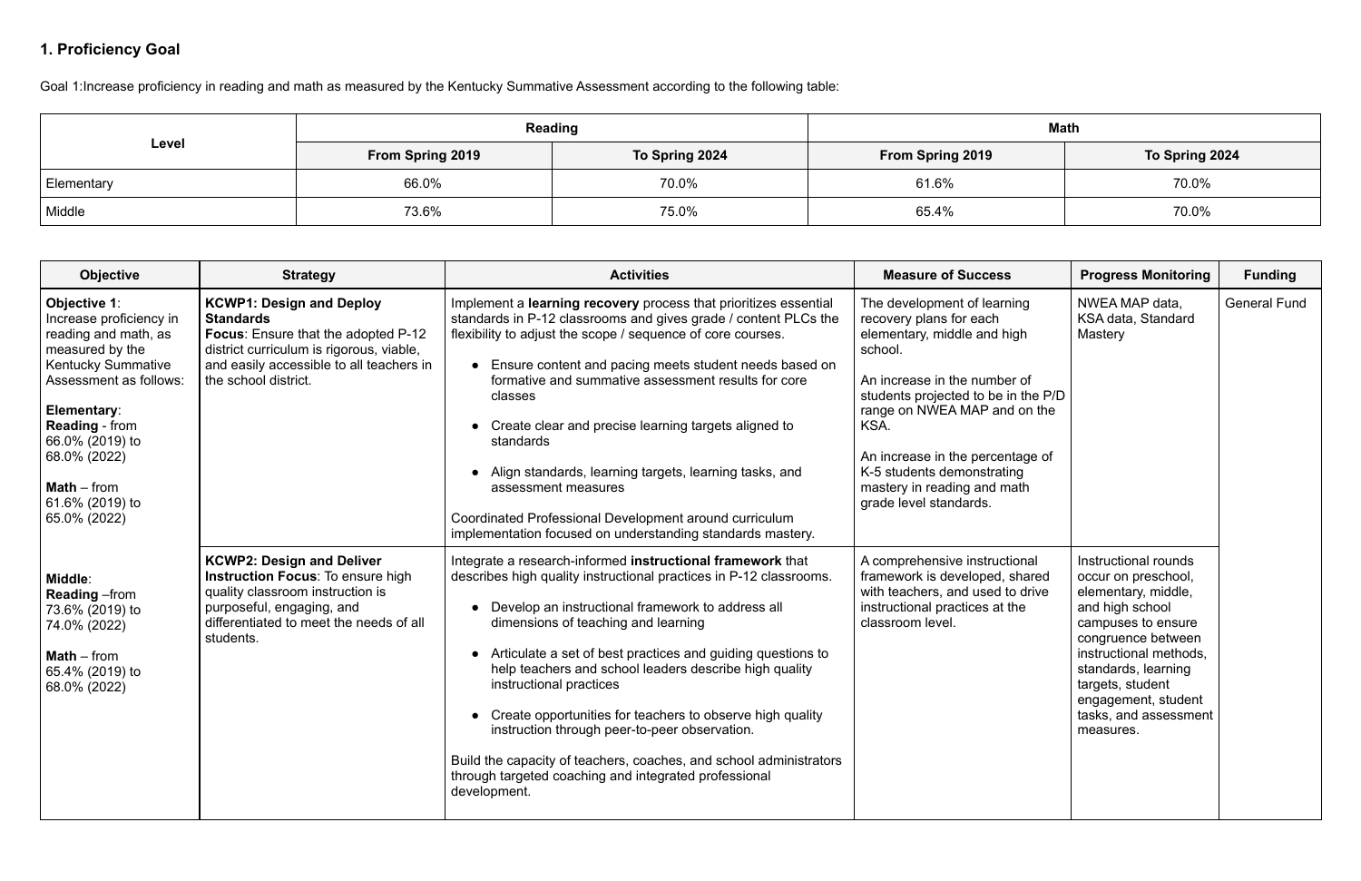## 1. Proficiency Goal

Goal 1:Increase proficiency in reading and math as measured by the Kentucky Summative Assessment according to the following table:

| Level | Reading | | Math | |
|---|---|---|---|---|
| | From Spring 2019 | To Spring 2024 | From Spring 2019 | To Spring 2024 |
| Elementary | 66.0% | 70.0% | 61.6% | 70.0% |
| Middle | 73.6% | 75.0% | 65.4% | 70.0% |

| Objective | Strategy | Activities | Measure of Success | Progress Monitoring | Funding |
|---|---|---|---|---|---|
| **Objective 1**: Increase proficiency in reading and math, as measured by the Kentucky Summative Assessment as follows:<br><br>**Elementary**:<br>**Reading** - from 66.0% (2019) to 68.0% (2022)<br><br>**Math** – from 61.6% (2019) to 65.0% (2022)<br><br>**Middle**:<br>**Reading** –from 73.6% (2019) to 74.0% (2022)<br><br>**Math** – from 65.4% (2019) to 68.0% (2022) | **KCWP1: Design and Deploy Standards**<br>**Focus**: Ensure that the adopted P-12 district curriculum is rigorous, viable, and easily accessible to all teachers in the school district. | Implement a **learning recovery** process that prioritizes essential standards in P-12 classrooms and gives grade / content PLCs the flexibility to adjust the scope / sequence of core courses.<br><br>• Ensure content and pacing meets student needs based on formative and summative assessment results for core classes<br>• Create clear and precise learning targets aligned to standards<br>• Align standards, learning targets, learning tasks, and assessment measures<br><br>Coordinated Professional Development around curriculum implementation focused on understanding standards mastery. | The development of learning recovery plans for each elementary, middle and high school.<br><br>An increase in the number of students projected to be in the P/D range on NWEA MAP and on the KSA.<br><br>An increase in the percentage of K-5 students demonstrating mastery in reading and math grade level standards. | NWEA MAP data, KSA data, Standard Mastery | General Fund |
| | **KCWP2: Design and Deliver Instruction Focus**: To ensure high quality classroom instruction is purposeful, engaging, and differentiated to meet the needs of all students. | Integrate a research-informed **instructional framework** that describes high quality instructional practices in P-12 classrooms.<br><br>• Develop an instructional framework to address all dimensions of teaching and learning<br>• Articulate a set of best practices and guiding questions to help teachers and school leaders describe high quality instructional practices<br>• Create opportunities for teachers to observe high quality instruction through peer-to-peer observation.<br><br>Build the capacity of teachers, coaches, and school administrators through targeted coaching and integrated professional development. | A comprehensive instructional framework is developed, shared with teachers, and used to drive instructional practices at the classroom level. | Instructional rounds occur on preschool, elementary, middle, and high school campuses to ensure congruence between instructional methods, standards, learning targets, student engagement, student tasks, and assessment measures. | |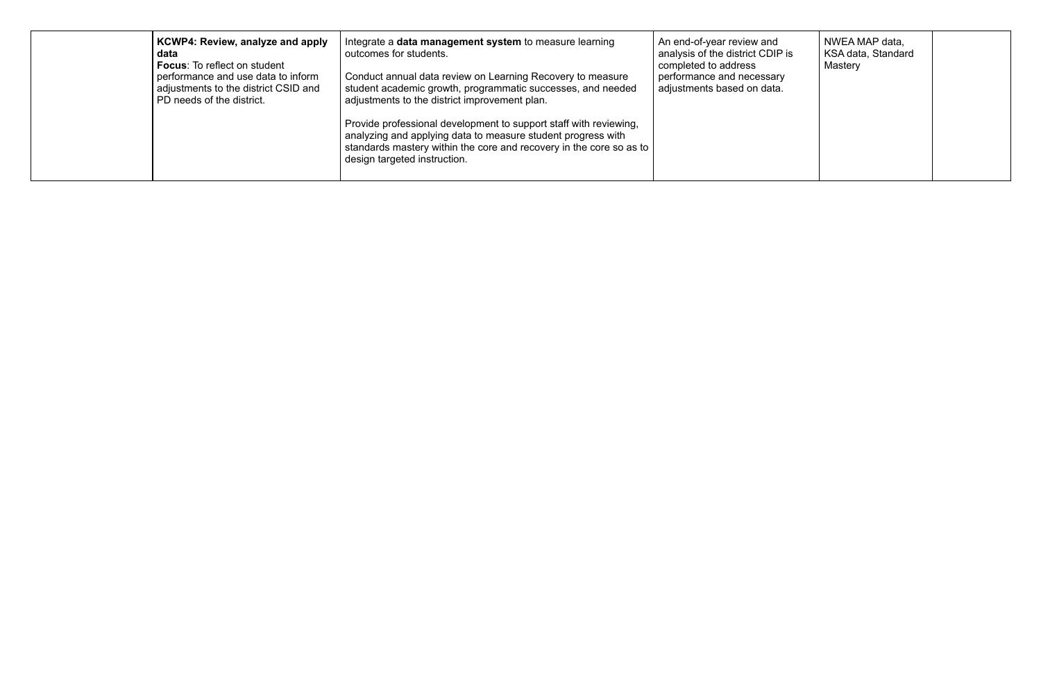| | | | | | |
|---|---|---|---|---|---|
| | **KCWP4: Review, analyze and apply data**<br>**Focus**: To reflect on student performance and use data to inform adjustments to the district CSID and PD needs of the district. | Integrate a **data management system** to measure learning outcomes for students.<br><br>Conduct annual data review on Learning Recovery to measure student academic growth, programmatic successes, and needed adjustments to the district improvement plan.<br><br>Provide professional development to support staff with reviewing, analyzing and applying data to measure student progress with standards mastery within the core and recovery in the core so as to design targeted instruction. | An end-of-year review and analysis of the district CDIP is completed to address performance and necessary adjustments based on data. | NWEA MAP data, KSA data, Standard Mastery | |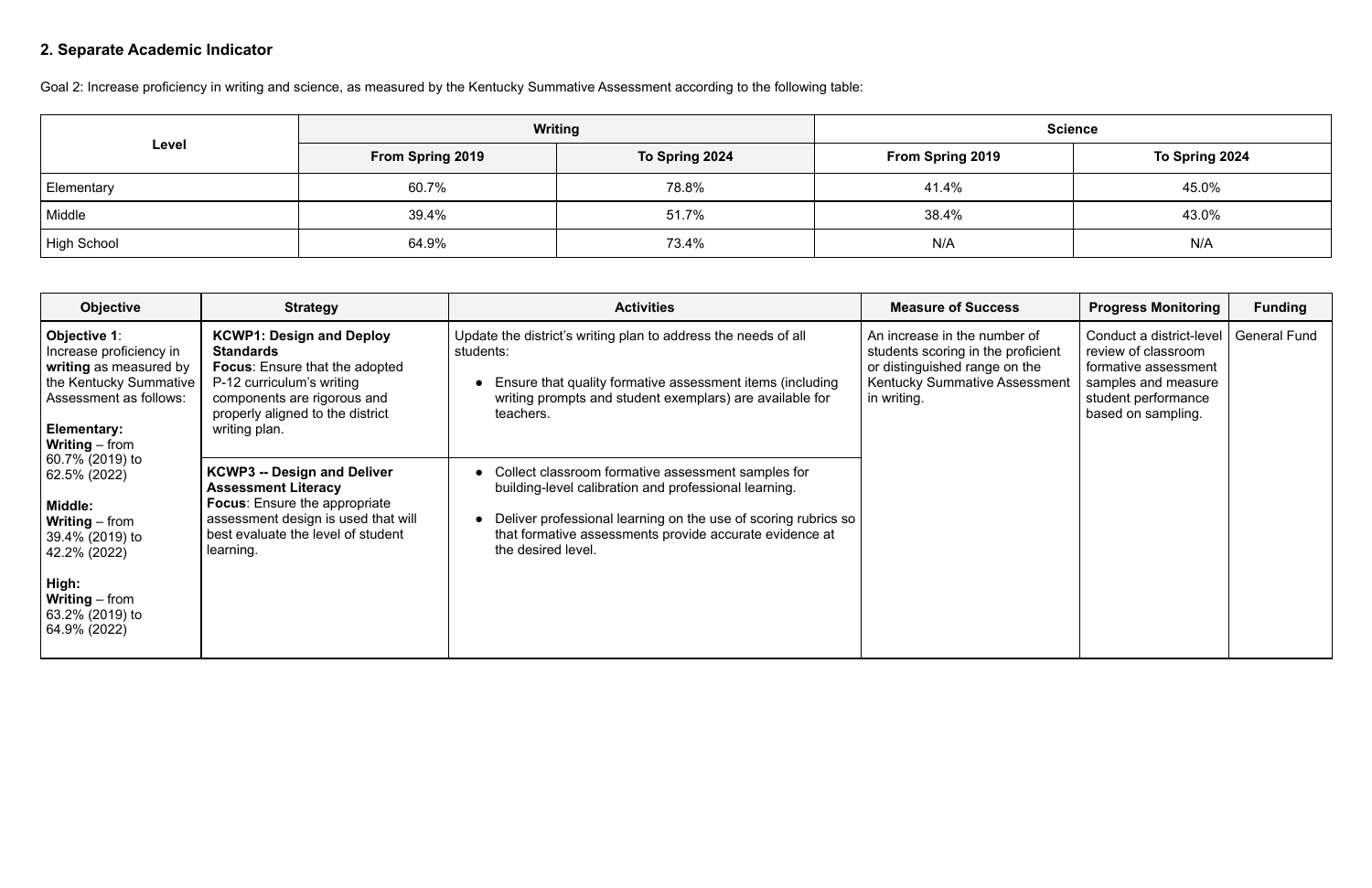## 2. Separate Academic Indicator

Goal 2: Increase proficiency in writing and science, as measured by the Kentucky Summative Assessment according to the following table:

| Level | Writing | | Science | |
|---|---|---|---|---|
| | From Spring 2019 | To Spring 2024 | From Spring 2019 | To Spring 2024 |
| Elementary | 60.7% | 78.8% | 41.4% | 45.0% |
| Middle | 39.4% | 51.7% | 38.4% | 43.0% |
| High School | 64.9% | 73.4% | N/A | N/A |

| Objective | Strategy | Activities | Measure of Success | Progress Monitoring | Funding |
|---|---|---|---|---|---|
| **Objective 1**: Increase proficiency in **writing** as measured by the Kentucky Summative Assessment as follows:<br><br>**Elementary:**<br>**Writing** – from 60.7% (2019) to 62.5% (2022)<br><br>**Middle:**<br>**Writing** – from 39.4% (2019) to 42.2% (2022)<br><br>**High:**<br>**Writing** – from 63.2% (2019) to 64.9% (2022) | **KCWP1: Design and Deploy Standards**<br>**Focus**: Ensure that the adopted P-12 curriculum's writing components are rigorous and properly aligned to the district writing plan. | Update the district's writing plan to address the needs of all students:<br>• Ensure that quality formative assessment items (including writing prompts and student exemplars) are available for teachers. | An increase in the number of students scoring in the proficient or distinguished range on the Kentucky Summative Assessment in writing. | Conduct a district-level review of classroom formative assessment samples and measure student performance based on sampling. | General Fund |
| | **KCWP3 -- Design and Deliver Assessment Literacy**<br>**Focus**: Ensure the appropriate assessment design is used that will best evaluate the level of student learning. | • Collect classroom formative assessment samples for building-level calibration and professional learning.<br>• Deliver professional learning on the use of scoring rubrics so that formative assessments provide accurate evidence at the desired level. | | | |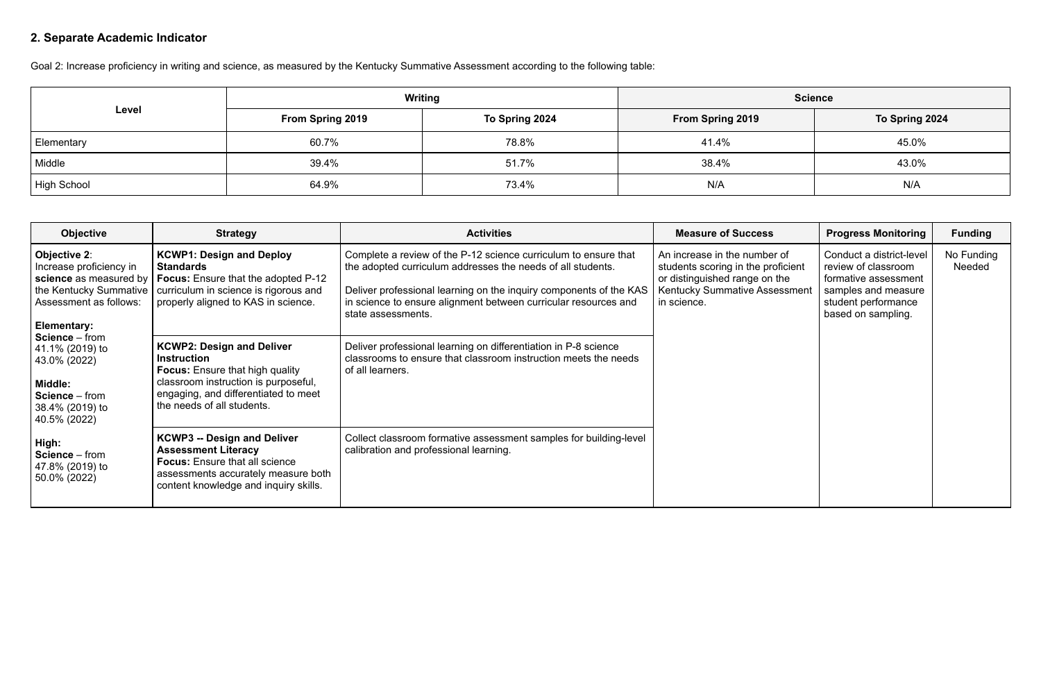## 2. Separate Academic Indicator

Goal 2: Increase proficiency in writing and science, as measured by the Kentucky Summative Assessment according to the following table:

| Level | Writing | | Science | |
|---|---|---|---|---|
| | From Spring 2019 | To Spring 2024 | From Spring 2019 | To Spring 2024 |
| Elementary | 60.7% | 78.8% | 41.4% | 45.0% |
| Middle | 39.4% | 51.7% | 38.4% | 43.0% |
| High School | 64.9% | 73.4% | N/A | N/A |

| Objective | Strategy | Activities | Measure of Success | Progress Monitoring | Funding |
|---|---|---|---|---|---|
| **Objective 2**: Increase proficiency in **science** as measured by the Kentucky Summative Assessment as follows:<br><br>**Elementary:**<br>**Science** – from 41.1% (2019) to 43.0% (2022)<br><br>**Middle:**<br>**Science** – from 38.4% (2019) to 40.5% (2022)<br><br>**High:**<br>**Science** – from 47.8% (2019) to 50.0% (2022) | **KCWP1: Design and Deploy Standards**<br>**Focus:** Ensure that the adopted P-12 curriculum in science is rigorous and properly aligned to KAS in science. | Complete a review of the P-12 science curriculum to ensure that the adopted curriculum addresses the needs of all students.<br><br>Deliver professional learning on the inquiry components of the KAS in science to ensure alignment between curricular resources and state assessments. | An increase in the number of students scoring in the proficient or distinguished range on the Kentucky Summative Assessment in science. | Conduct a district-level review of classroom formative assessment samples and measure student performance based on sampling. | No Funding Needed |
| | **KCWP2: Design and Deliver Instruction**<br>**Focus:** Ensure that high quality classroom instruction is purposeful, engaging, and differentiated to meet the needs of all students. | Deliver professional learning on differentiation in P-8 science classrooms to ensure that classroom instruction meets the needs of all learners. | | | |
| | **KCWP3 -- Design and Deliver Assessment Literacy**<br>**Focus:** Ensure that all science assessments accurately measure both content knowledge and inquiry skills. | Collect classroom formative assessment samples for building-level calibration and professional learning. | | | |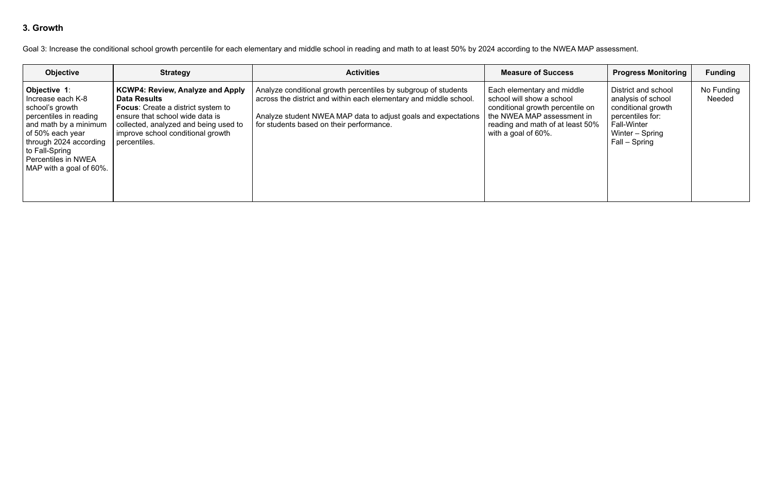## 3. Growth

Goal 3: Increase the conditional school growth percentile for each elementary and middle school in reading and math to at least 50% by 2024 according to the NWEA MAP assessment.

| Objective | Strategy | Activities | Measure of Success | Progress Monitoring | Funding |
|---|---|---|---|---|---|
| **Objective 1**: Increase each K-8 school's growth percentiles in reading and math by a minimum of 50% each year through 2024 according to Fall-Spring Percentiles in NWEA MAP with a goal of 60%. | **KCWP4: Review, Analyze and Apply Data Results**<br>**Focus**: Create a district system to ensure that school wide data is collected, analyzed and being used to improve school conditional growth percentiles. | Analyze conditional growth percentiles by subgroup of students across the district and within each elementary and middle school.<br><br>Analyze student NWEA MAP data to adjust goals and expectations for students based on their performance. | Each elementary and middle school will show a school conditional growth percentile on the NWEA MAP assessment in reading and math of at least 50% with a goal of 60%. | District and school analysis of school conditional growth percentiles for:<br>Fall-Winter<br>Winter – Spring<br>Fall – Spring | No Funding Needed |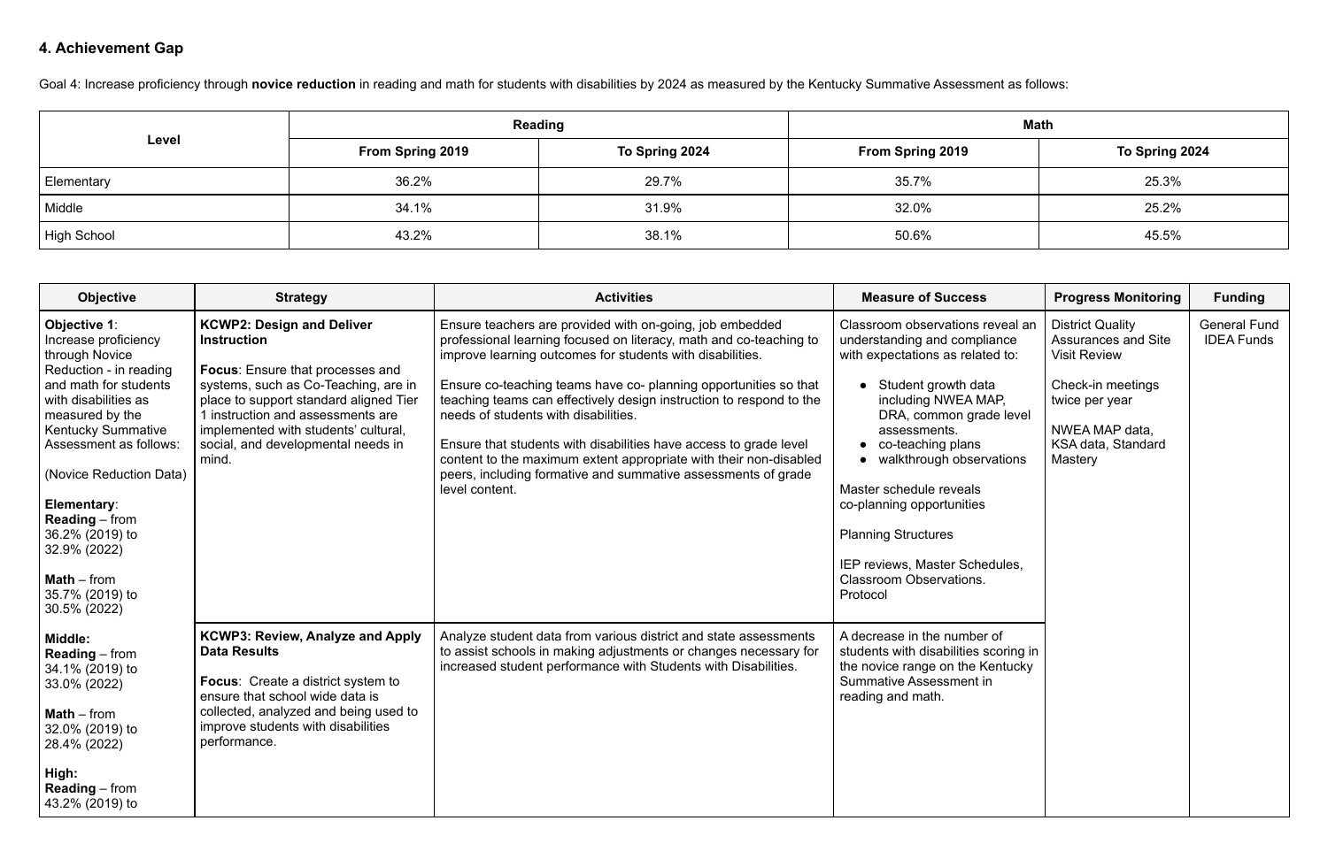## 4. Achievement Gap

Goal 4: Increase proficiency through **novice reduction** in reading and math for students with disabilities by 2024 as measured by the Kentucky Summative Assessment as follows:

| Level | Reading | | Math | |
|---|---|---|---|---|
| | **From Spring 2019** | **To Spring 2024** | **From Spring 2019** | **To Spring 2024** |
| Elementary | 36.2% | 29.7% | 35.7% | 25.3% |
| Middle | 34.1% | 31.9% | 32.0% | 25.2% |
| High School | 43.2% | 38.1% | 50.6% | 45.5% |

| Objective | Strategy | Activities | Measure of Success | Progress Monitoring | Funding |
|---|---|---|---|---|---|
| **Objective 1**: Increase proficiency through Novice Reduction - in reading and math for students with disabilities as measured by the Kentucky Summative Assessment as follows:<br><br>(Novice Reduction Data)<br><br>**Elementary**:<br>**Reading** – from 36.2% (2019) to 32.9% (2022)<br><br>**Math** – from 35.7% (2019) to 30.5% (2022)<br><br>**Middle:**<br>**Reading** – from 34.1% (2019) to 33.0% (2022)<br><br>**Math** – from 32.0% (2019) to 28.4% (2022)<br><br>**High:**<br>**Reading** – from 43.2% (2019) to | **KCWP2: Design and Deliver Instruction**<br><br>**Focus**: Ensure that processes and systems, such as Co-Teaching, are in place to support standard aligned Tier 1 instruction and assessments are implemented with students' cultural, social, and developmental needs in mind. | Ensure teachers are provided with on-going, job embedded professional learning focused on literacy, math and co-teaching to improve learning outcomes for students with disabilities.<br><br>Ensure co-teaching teams have co- planning opportunities so that teaching teams can effectively design instruction to respond to the needs of students with disabilities.<br><br>Ensure that students with disabilities have access to grade level content to the maximum extent appropriate with their non-disabled peers, including formative and summative assessments of grade level content. | Classroom observations reveal an understanding and compliance with expectations as related to:<br>• Student growth data including NWEA MAP, DRA, common grade level assessments.<br>• co-teaching plans<br>• walkthrough observations<br><br>Master schedule reveals co-planning opportunities<br><br>Planning Structures<br><br>IEP reviews, Master Schedules, Classroom Observations. Protocol | District Quality Assurances and Site Visit Review<br><br>Check-in meetings twice per year<br><br>NWEA MAP data, KSA data, Standard Mastery | General Fund<br>IDEA Funds |
| | **KCWP3: Review, Analyze and Apply Data Results**<br><br>**Focus**: Create a district system to ensure that school wide data is collected, analyzed and being used to improve students with disabilities performance. | Analyze student data from various district and state assessments to assist schools in making adjustments or changes necessary for increased student performance with Students with Disabilities. | A decrease in the number of students with disabilities scoring in the novice range on the Kentucky Summative Assessment in reading and math. | | |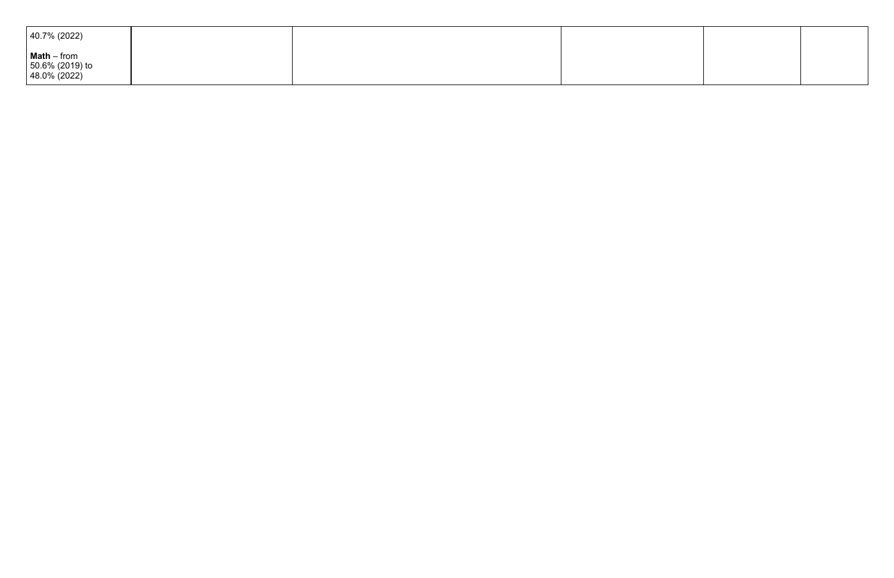| | | | | | |
|---|---|---|---|---|---|
| 40.7% (2022)<br><br>**Math** – from 50.6% (2019) to 48.0% (2022) | | | | | |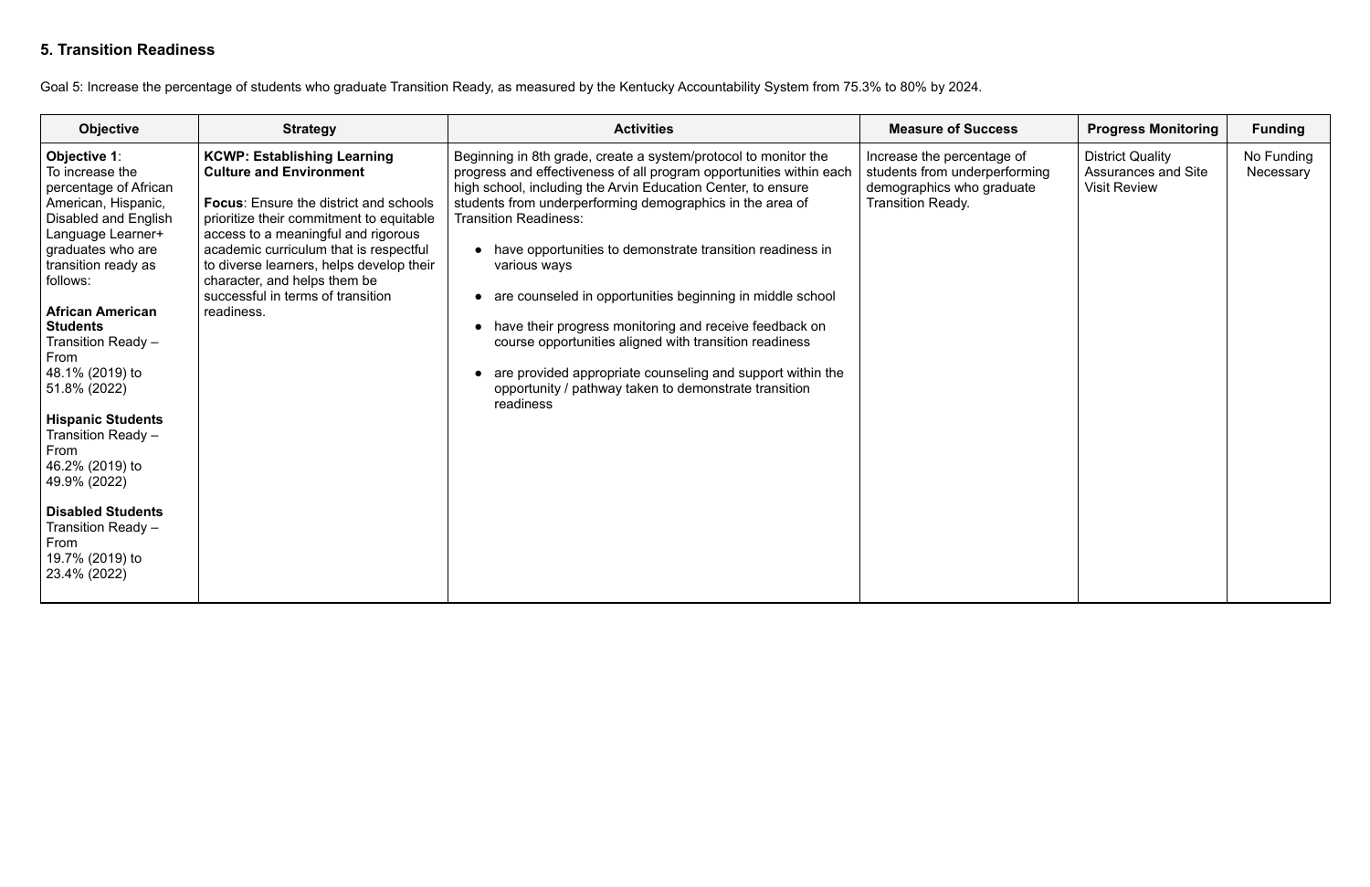### 5. Transition Readiness

Goal 5: Increase the percentage of students who graduate Transition Ready, as measured by the Kentucky Accountability System from 75.3% to 80% by 2024.

| Objective | Strategy | Activities | Measure of Success | Progress Monitoring | Funding |
|---|---|---|---|---|---|
| **Objective 1**: To increase the percentage of African American, Hispanic, Disabled and English Language Learner+ graduates who are transition ready as follows:<br><br>**African American Students** Transition Ready – From 48.1% (2019) to 51.8% (2022)<br><br>**Hispanic Students** Transition Ready – From 46.2% (2019) to 49.9% (2022)<br><br>**Disabled Students** Transition Ready – From 19.7% (2019) to 23.4% (2022) | **KCWP: Establishing Learning Culture and Environment**<br><br>**Focus**: Ensure the district and schools prioritize their commitment to equitable access to a meaningful and rigorous academic curriculum that is respectful to diverse learners, helps develop their character, and helps them be successful in terms of transition readiness. | Beginning in 8th grade, create a system/protocol to monitor the progress and effectiveness of all program opportunities within each high school, including the Arvin Education Center, to ensure students from underperforming demographics in the area of Transition Readiness:<br><br>• have opportunities to demonstrate transition readiness in various ways<br>• are counseled in opportunities beginning in middle school<br>• have their progress monitoring and receive feedback on course opportunities aligned with transition readiness<br>• are provided appropriate counseling and support within the opportunity / pathway taken to demonstrate transition readiness | Increase the percentage of students from underperforming demographics who graduate Transition Ready. | District Quality Assurances and Site Visit Review | No Funding Necessary |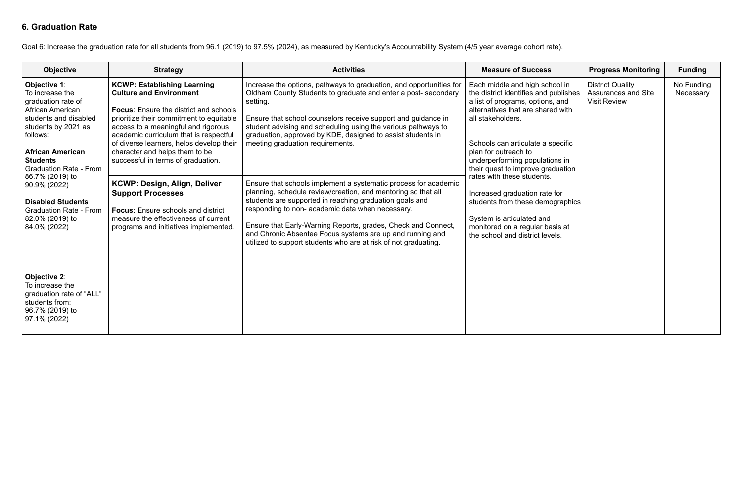## 6. Graduation Rate

Goal 6: Increase the graduation rate for all students from 96.1 (2019) to 97.5% (2024), as measured by Kentucky's Accountability System (4/5 year average cohort rate).

| Objective | Strategy | Activities | Measure of Success | Progress Monitoring | Funding |
|---|---|---|---|---|---|
| **Objective 1**: To increase the graduation rate of African American students and disabled students by 2021 as follows:<br><br>**African American Students** Graduation Rate - From 86.7% (2019) to 90.9% (2022)<br><br>**Disabled Students** Graduation Rate - From 82.0% (2019) to 84.0% (2022)<br><br>**Objective 2**: To increase the graduation rate of "ALL" students from: 96.7% (2019) to 97.1% (2022) | **KCWP: Establishing Learning Culture and Environment**<br><br>**Focus**: Ensure the district and schools prioritize their commitment to equitable access to a meaningful and rigorous academic curriculum that is respectful of diverse learners, helps develop their character and helps them to be successful in terms of graduation. | Increase the options, pathways to graduation, and opportunities for Oldham County Students to graduate and enter a post- secondary setting.<br><br>Ensure that school counselors receive support and guidance in student advising and scheduling using the various pathways to graduation, approved by KDE, designed to assist students in meeting graduation requirements. | Each middle and high school in the district identifies and publishes a list of programs, options, and alternatives that are shared with all stakeholders.<br><br>Schools can articulate a specific plan for outreach to underperforming populations in their quest to improve graduation rates with these students.<br><br>Increased graduation rate for students from these demographics<br><br>System is articulated and monitored on a regular basis at the school and district levels. | District Quality Assurances and Site Visit Review | No Funding Necessary |
| | **KCWP: Design, Align, Deliver Support Processes**<br><br>**Focus**: Ensure schools and district measure the effectiveness of current programs and initiatives implemented. | Ensure that schools implement a systematic process for academic planning, schedule review/creation, and mentoring so that all students are supported in reaching graduation goals and responding to non- academic data when necessary.<br><br>Ensure that Early-Warning Reports, grades, Check and Connect, and Chronic Absentee Focus systems are up and running and utilized to support students who are at risk of not graduating. | | | |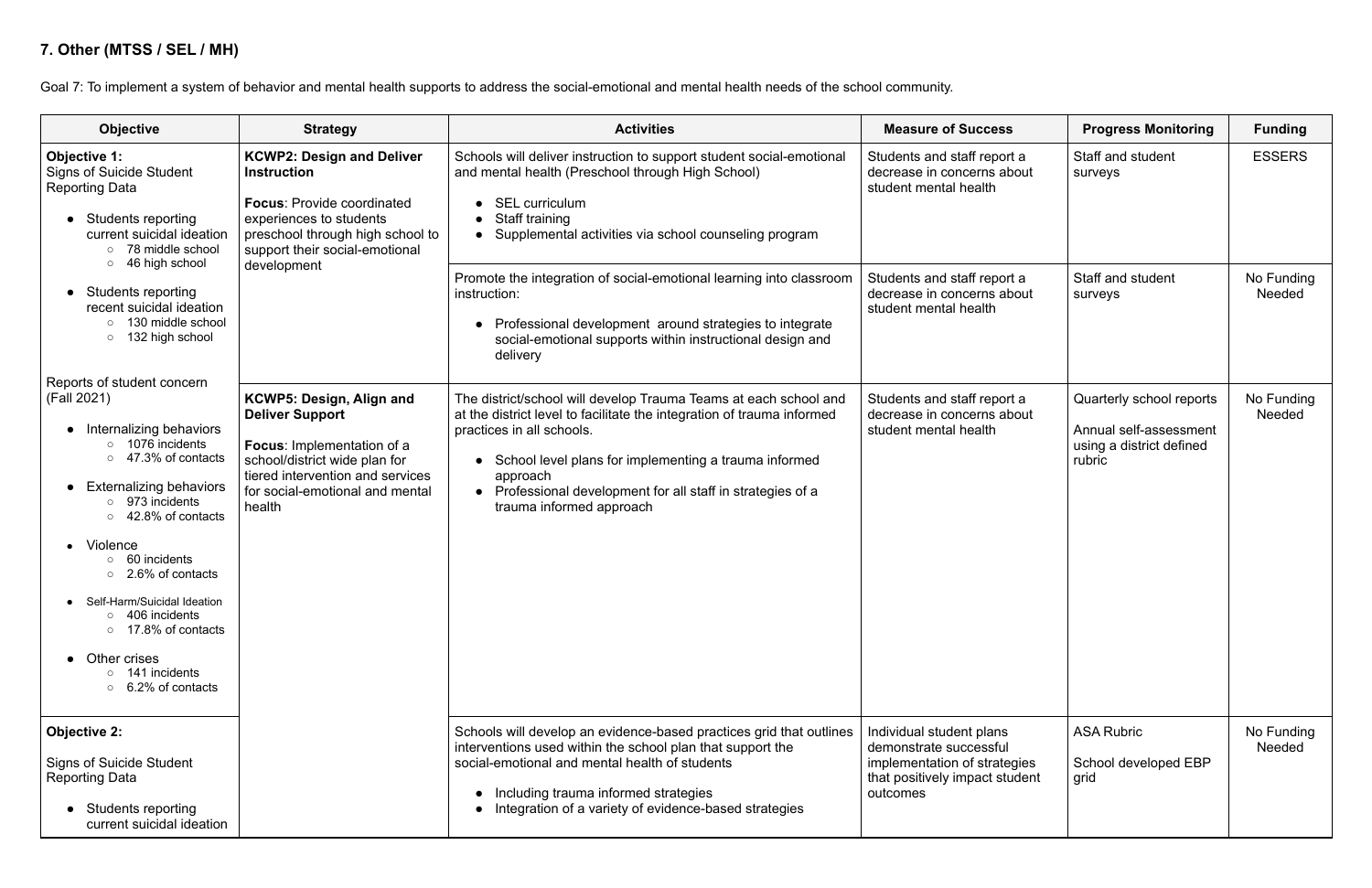## 7. Other (MTSS / SEL / MH)

Goal 7: To implement a system of behavior and mental health supports to address the social-emotional and mental health needs of the school community.

| Objective | Strategy | Activities | Measure of Success | Progress Monitoring | Funding |
|---|---|---|---|---|---|
| **Objective 1:**<br>Signs of Suicide Student Reporting Data<br><br>• Students reporting current suicidal ideation<br>&nbsp;&nbsp;○ 78 middle school<br>&nbsp;&nbsp;○ 46 high school<br><br>• Students reporting recent suicidal ideation<br>&nbsp;&nbsp;○ 130 middle school<br>&nbsp;&nbsp;○ 132 high school<br><br>Reports of student concern (Fall 2021)<br><br>• Internalizing behaviors<br>&nbsp;&nbsp;○ 1076 incidents<br>&nbsp;&nbsp;○ 47.3% of contacts<br><br>• Externalizing behaviors<br>&nbsp;&nbsp;○ 973 incidents<br>&nbsp;&nbsp;○ 42.8% of contacts<br><br>• Violence<br>&nbsp;&nbsp;○ 60 incidents<br>&nbsp;&nbsp;○ 2.6% of contacts<br><br>• Self-Harm/Suicidal Ideation<br>&nbsp;&nbsp;○ 406 incidents<br>&nbsp;&nbsp;○ 17.8% of contacts<br><br>• Other crises<br>&nbsp;&nbsp;○ 141 incidents<br>&nbsp;&nbsp;○ 6.2% of contacts | **KCWP2: Design and Deliver Instruction**<br><br>**Focus**: Provide coordinated experiences to students preschool through high school to support their social-emotional development | Schools will deliver instruction to support student social-emotional and mental health (Preschool through High School)<br><br>• SEL curriculum<br>• Staff training<br>• Supplemental activities via school counseling program | Students and staff report a decrease in concerns about student mental health | Staff and student surveys | ESSERS |
| | | Promote the integration of social-emotional learning into classroom instruction:<br><br>• Professional development around strategies to integrate social-emotional supports within instructional design and delivery | Students and staff report a decrease in concerns about student mental health | Staff and student surveys | No Funding Needed |
| | **KCWP5: Design, Align and Deliver Support**<br><br>**Focus**: Implementation of a school/district wide plan for tiered intervention and services for social-emotional and mental health | The district/school will develop Trauma Teams at each school and at the district level to facilitate the integration of trauma informed practices in all schools.<br><br>• School level plans for implementing a trauma informed approach<br>• Professional development for all staff in strategies of a trauma informed approach | Students and staff report a decrease in concerns about student mental health | Quarterly school reports<br><br>Annual self-assessment using a district defined rubric | No Funding Needed |
| **Objective 2:**<br><br>Signs of Suicide Student Reporting Data<br><br>• Students reporting current suicidal ideation | | Schools will develop an evidence-based practices grid that outlines interventions used within the school plan that support the social-emotional and mental health of students<br><br>• Including trauma informed strategies<br>• Integration of a variety of evidence-based strategies | Individual student plans demonstrate successful implementation of strategies that positively impact student outcomes | ASA Rubric<br><br>School developed EBP grid | No Funding Needed |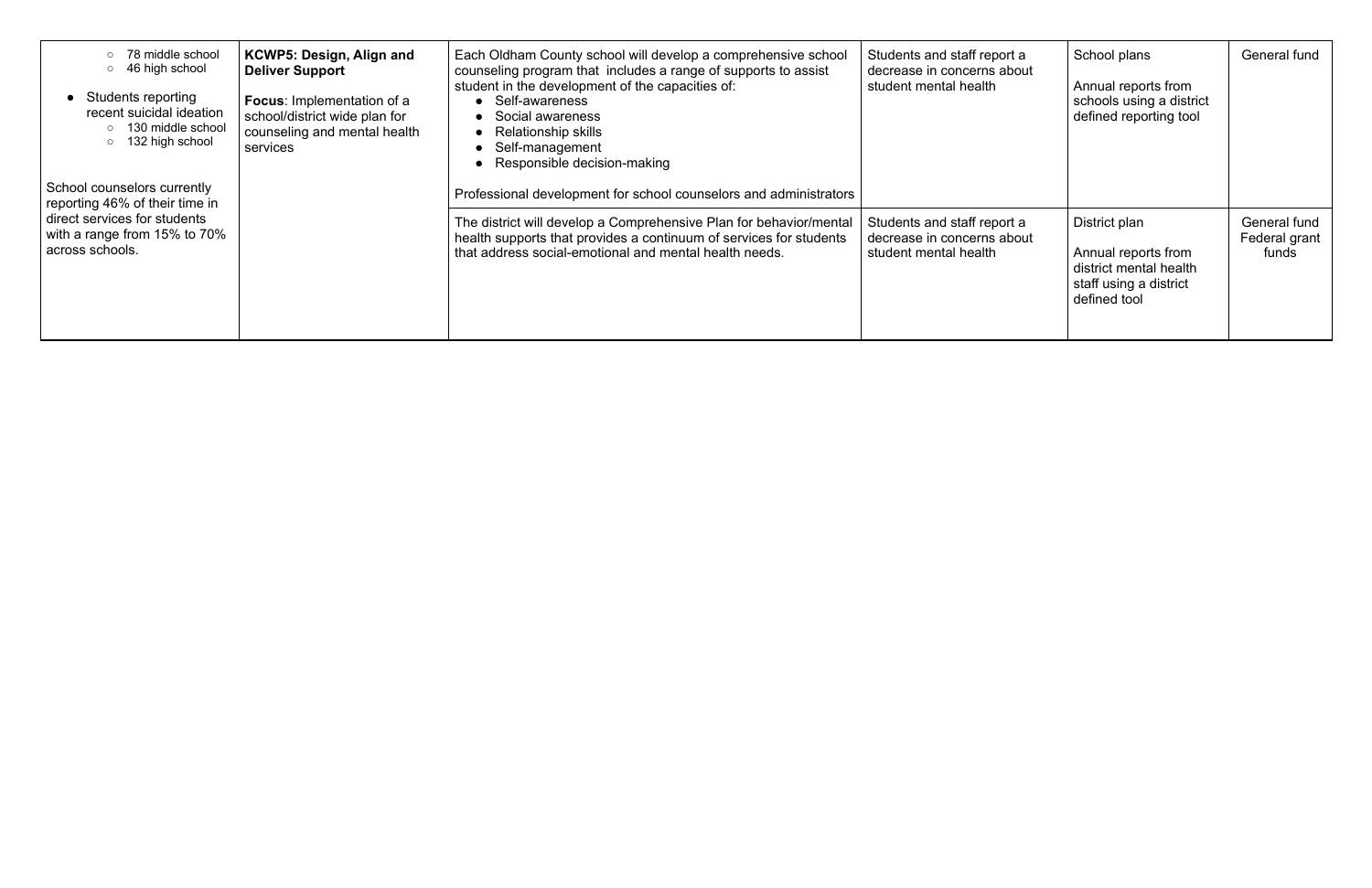| | | | | | |
|---|---|---|---|---|---|
| ○ 78 middle school<br>○ 46 high school<br><br>● Students reporting recent suicidal ideation<br>○ 130 middle school<br>○ 132 high school<br><br>School counselors currently reporting 46% of their time in direct services for students with a range from 15% to 70% across schools. | **KCWP5: Design, Align and Deliver Support**<br><br>**Focus**: Implementation of a school/district wide plan for counseling and mental health services | Each Oldham County school will develop a comprehensive school counseling program that includes a range of supports to assist student in the development of the capacities of:<br>● Self-awareness<br>● Social awareness<br>● Relationship skills<br>● Self-management<br>● Responsible decision-making<br><br>Professional development for school counselors and administrators | Students and staff report a decrease in concerns about student mental health | School plans<br><br>Annual reports from schools using a district defined reporting tool | General fund |
| | | The district will develop a Comprehensive Plan for behavior/mental health supports that provides a continuum of services for students that address social-emotional and mental health needs. | Students and staff report a decrease in concerns about student mental health | District plan<br><br>Annual reports from district mental health staff using a district defined tool | General fund<br>Federal grant funds |